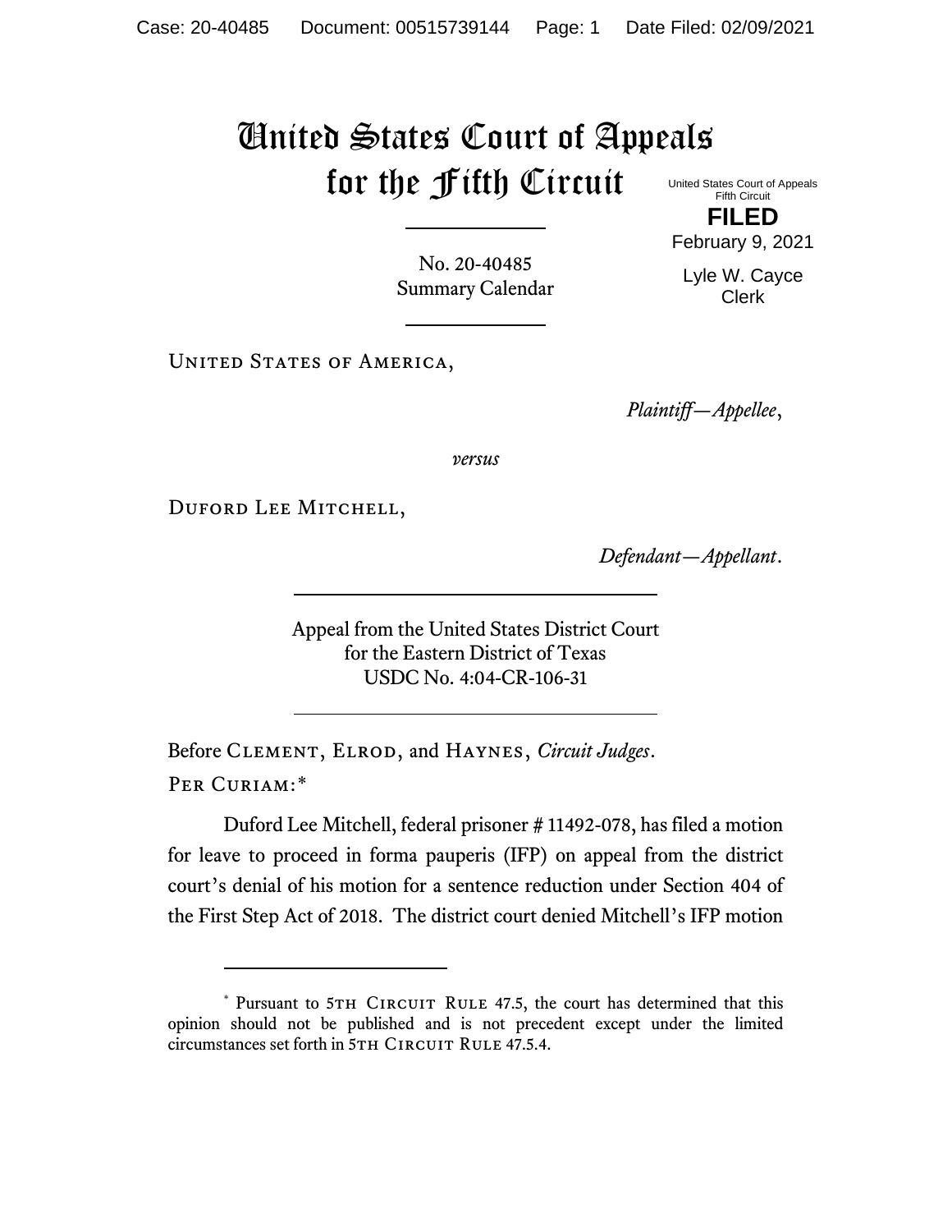# United States Court of Appeals for the Fifth Circuit

United States Court of Appeals
Fifth Circuit

**FILED**

February 9, 2021

Lyle W. Cayce
Clerk

No. 20-40485
Summary Calendar

United States of America,

*Plaintiff—Appellee*,

*versus*

Duford Lee Mitchell,

*Defendant—Appellant*.

Appeal from the United States District Court
for the Eastern District of Texas
USDC No. 4:04-CR-106-31

Before Clement, Elrod, and Haynes, *Circuit Judges*.

Per Curiam:*

Duford Lee Mitchell, federal prisoner # 11492-078, has filed a motion for leave to proceed in forma pauperis (IFP) on appeal from the district court's denial of his motion for a sentence reduction under Section 404 of the First Step Act of 2018. The district court denied Mitchell's IFP motion

---

\* Pursuant to 5th Circuit Rule 47.5, the court has determined that this opinion should not be published and is not precedent except under the limited circumstances set forth in 5th Circuit Rule 47.5.4.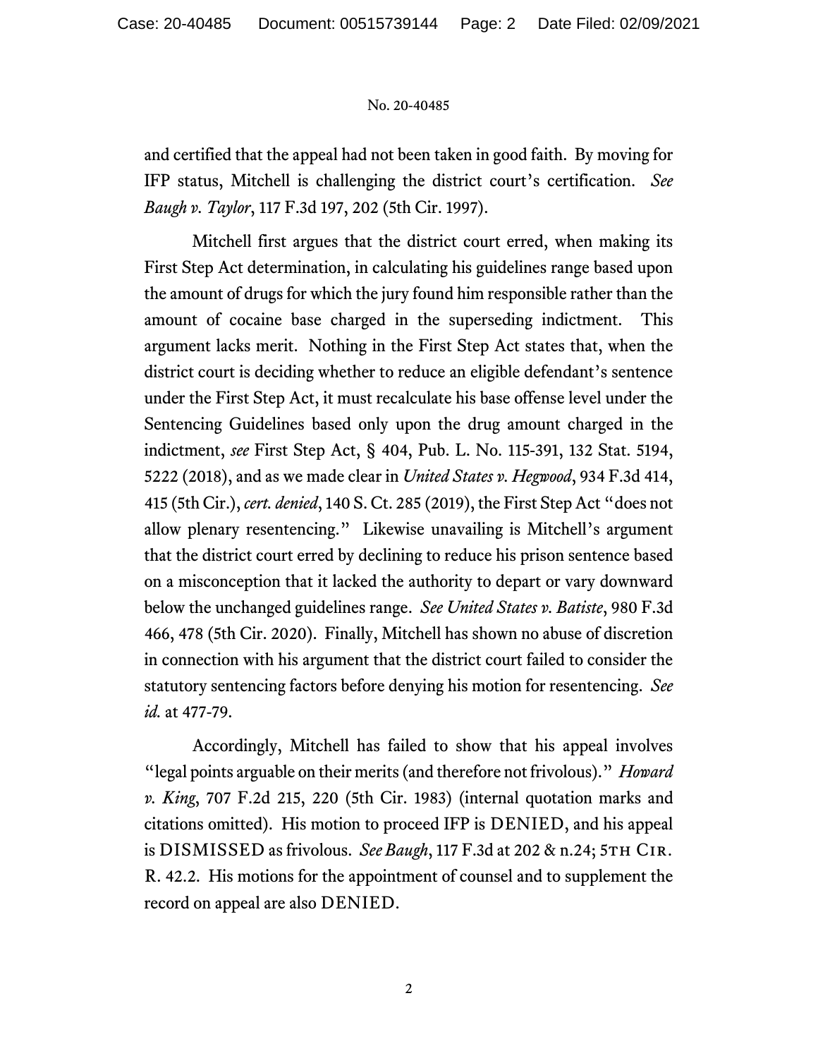and certified that the appeal had not been taken in good faith. By moving for IFP status, Mitchell is challenging the district court's certification. *See Baugh v. Taylor*, 117 F.3d 197, 202 (5th Cir. 1997).

Mitchell first argues that the district court erred, when making its First Step Act determination, in calculating his guidelines range based upon the amount of drugs for which the jury found him responsible rather than the amount of cocaine base charged in the superseding indictment. This argument lacks merit. Nothing in the First Step Act states that, when the district court is deciding whether to reduce an eligible defendant's sentence under the First Step Act, it must recalculate his base offense level under the Sentencing Guidelines based only upon the drug amount charged in the indictment, *see* First Step Act, § 404, Pub. L. No. 115-391, 132 Stat. 5194, 5222 (2018), and as we made clear in *United States v. Hegwood*, 934 F.3d 414, 415 (5th Cir.), *cert. denied*, 140 S. Ct. 285 (2019), the First Step Act "does not allow plenary resentencing." Likewise unavailing is Mitchell's argument that the district court erred by declining to reduce his prison sentence based on a misconception that it lacked the authority to depart or vary downward below the unchanged guidelines range. *See United States v. Batiste*, 980 F.3d 466, 478 (5th Cir. 2020). Finally, Mitchell has shown no abuse of discretion in connection with his argument that the district court failed to consider the statutory sentencing factors before denying his motion for resentencing. *See id.* at 477-79.

Accordingly, Mitchell has failed to show that his appeal involves "legal points arguable on their merits (and therefore not frivolous)." *Howard v. King*, 707 F.2d 215, 220 (5th Cir. 1983) (internal quotation marks and citations omitted). His motion to proceed IFP is DENIED, and his appeal is DISMISSED as frivolous. *See Baugh*, 117 F.3d at 202 & n.24; 5TH CIR. R. 42.2. His motions for the appointment of counsel and to supplement the record on appeal are also DENIED.